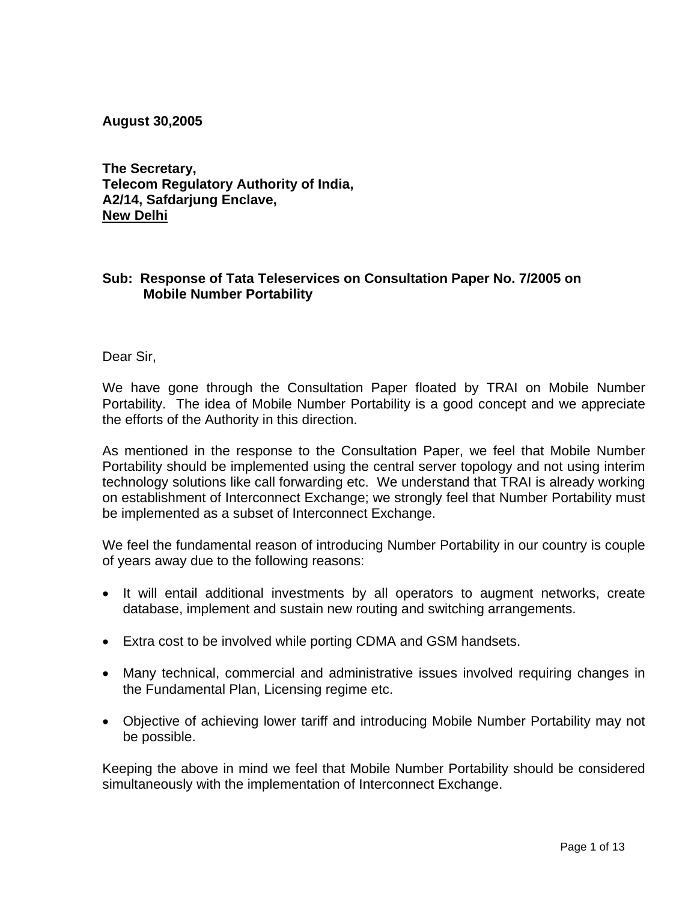**August 30,2005**

**The Secretary,**
**Telecom Regulatory Authority of India,**
**A2/14, Safdarjung Enclave,**
**New Delhi**

**Sub: Response of Tata Teleservices on Consultation Paper No. 7/2005 on Mobile Number Portability**

Dear Sir,

We have gone through the Consultation Paper floated by TRAI on Mobile Number Portability. The idea of Mobile Number Portability is a good concept and we appreciate the efforts of the Authority in this direction.

As mentioned in the response to the Consultation Paper, we feel that Mobile Number Portability should be implemented using the central server topology and not using interim technology solutions like call forwarding etc. We understand that TRAI is already working on establishment of Interconnect Exchange; we strongly feel that Number Portability must be implemented as a subset of Interconnect Exchange.

We feel the fundamental reason of introducing Number Portability in our country is couple of years away due to the following reasons:

- It will entail additional investments by all operators to augment networks, create database, implement and sustain new routing and switching arrangements.
- Extra cost to be involved while porting CDMA and GSM handsets.
- Many technical, commercial and administrative issues involved requiring changes in the Fundamental Plan, Licensing regime etc.
- Objective of achieving lower tariff and introducing Mobile Number Portability may not be possible.

Keeping the above in mind we feel that Mobile Number Portability should be considered simultaneously with the implementation of Interconnect Exchange.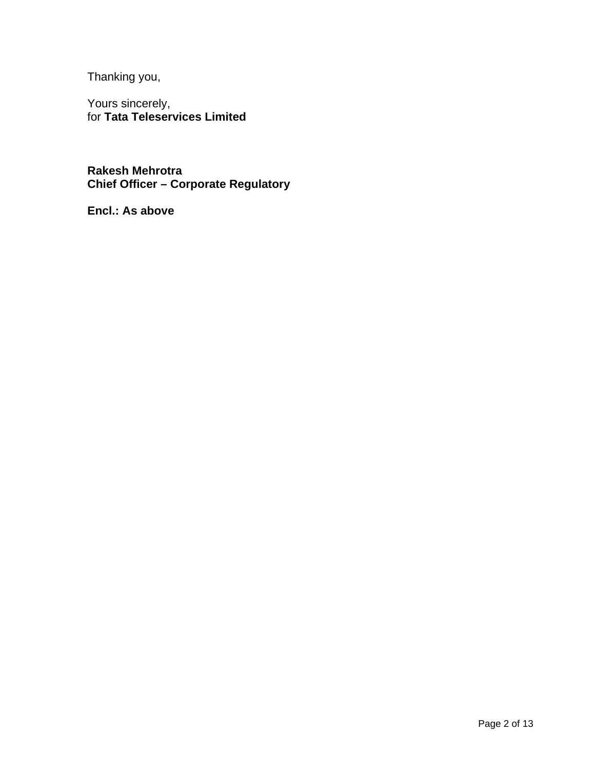Thanking you,

Yours sincerely,
for **Tata Teleservices Limited**

**Rakesh Mehrotra**
**Chief Officer – Corporate Regulatory**

**Encl.: As above**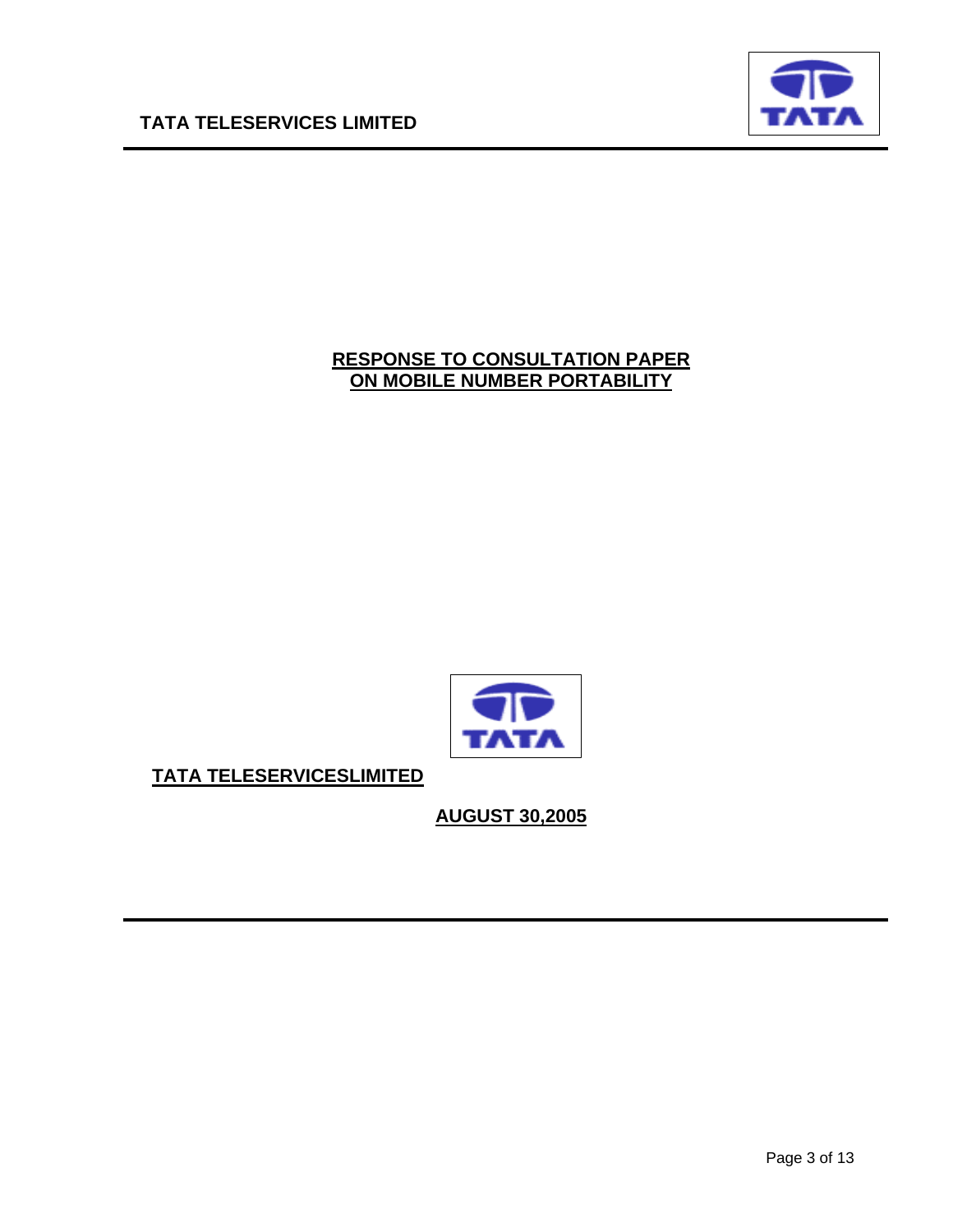# RESPONSE TO CONSULTATION PAPER ON MOBILE NUMBER PORTABILITY

**TATA TELESERVICESLIMITED**

**AUGUST 30,2005**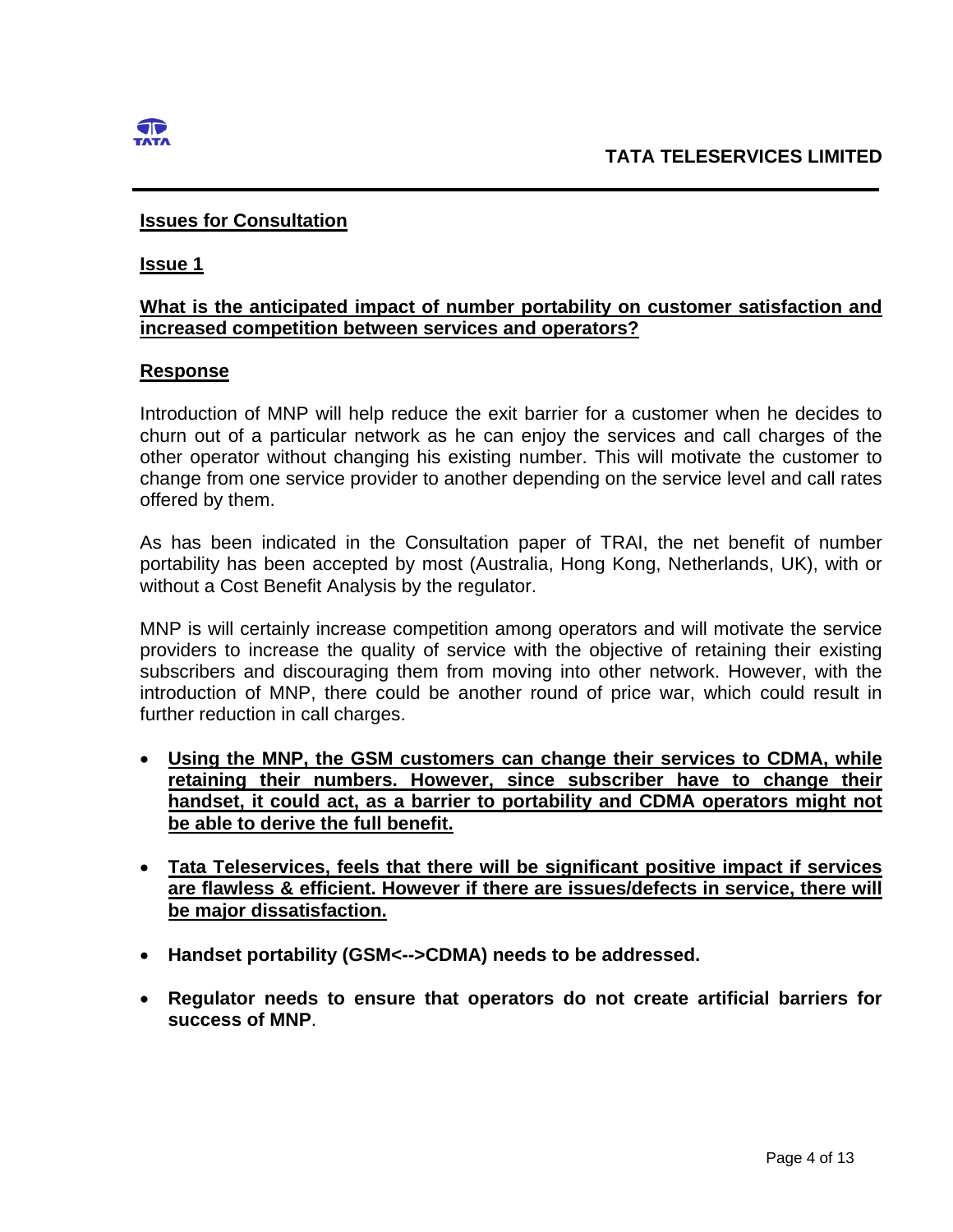**Issues for Consultation**

**Issue 1**

**What is the anticipated impact of number portability on customer satisfaction and increased competition between services and operators?**

**Response**

Introduction of MNP will help reduce the exit barrier for a customer when he decides to churn out of a particular network as he can enjoy the services and call charges of the other operator without changing his existing number. This will motivate the customer to change from one service provider to another depending on the service level and call rates offered by them.

As has been indicated in the Consultation paper of TRAI, the net benefit of number portability has been accepted by most (Australia, Hong Kong, Netherlands, UK), with or without a Cost Benefit Analysis by the regulator.

MNP is will certainly increase competition among operators and will motivate the service providers to increase the quality of service with the objective of retaining their existing subscribers and discouraging them from moving into other network. However, with the introduction of MNP, there could be another round of price war, which could result in further reduction in call charges.

- **Using the MNP, the GSM customers can change their services to CDMA, while retaining their numbers. However, since subscriber have to change their handset, it could act, as a barrier to portability and CDMA operators might not be able to derive the full benefit.**
- **Tata Teleservices, feels that there will be significant positive impact if services are flawless & efficient. However if there are issues/defects in service, there will be major dissatisfaction.**
- **Handset portability (GSM<-->CDMA) needs to be addressed.**
- **Regulator needs to ensure that operators do not create artificial barriers for success of MNP**.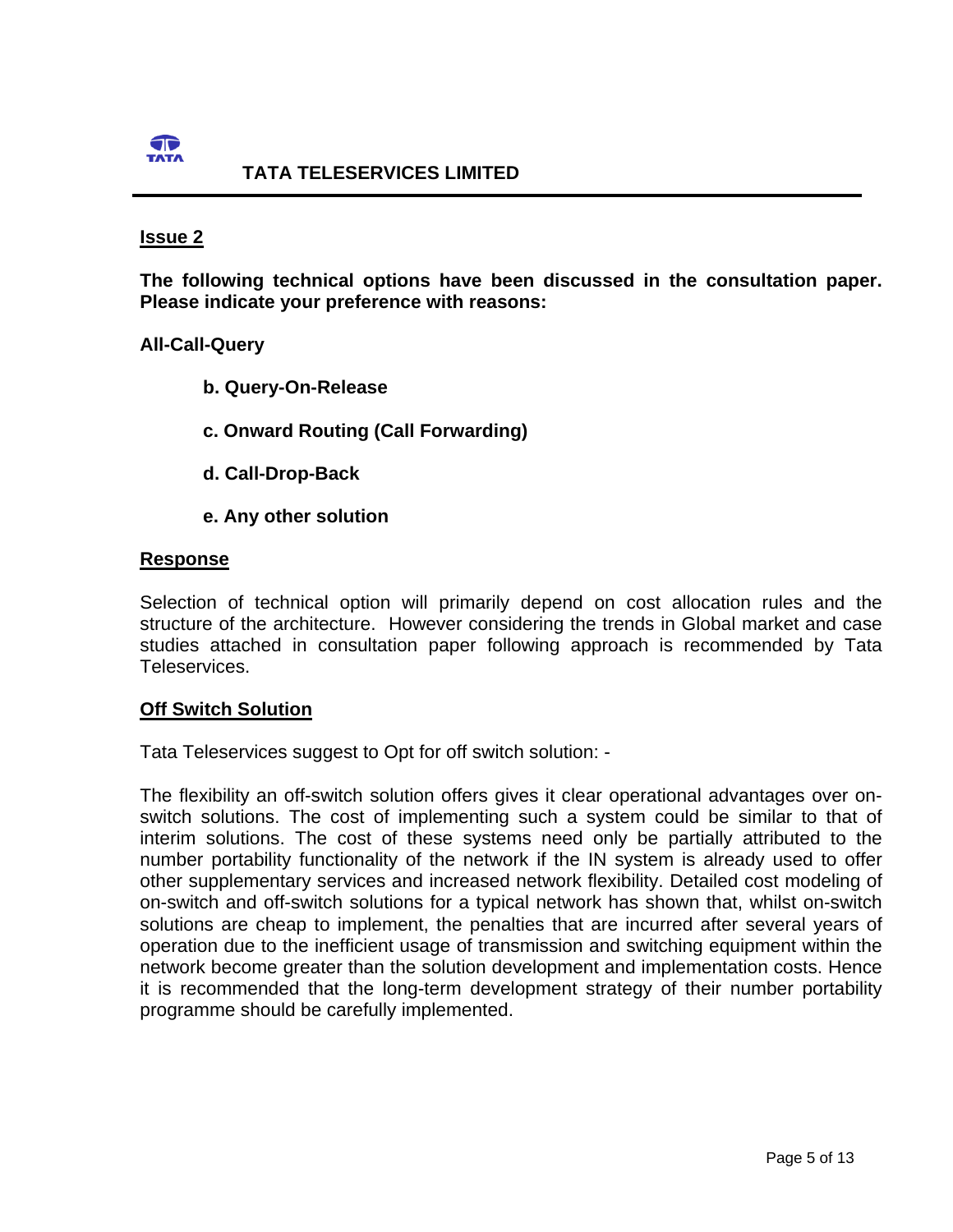## Issue 2

**The following technical options have been discussed in the consultation paper. Please indicate your preference with reasons:**

**All-Call-Query**

**b. Query-On-Release**

**c. Onward Routing (Call Forwarding)**

**d. Call-Drop-Back**

**e. Any other solution**

## Response

Selection of technical option will primarily depend on cost allocation rules and the structure of the architecture. However considering the trends in Global market and case studies attached in consultation paper following approach is recommended by Tata Teleservices.

## Off Switch Solution

Tata Teleservices suggest to Opt for off switch solution: -

The flexibility an off-switch solution offers gives it clear operational advantages over on-switch solutions. The cost of implementing such a system could be similar to that of interim solutions. The cost of these systems need only be partially attributed to the number portability functionality of the network if the IN system is already used to offer other supplementary services and increased network flexibility. Detailed cost modeling of on-switch and off-switch solutions for a typical network has shown that, whilst on-switch solutions are cheap to implement, the penalties that are incurred after several years of operation due to the inefficient usage of transmission and switching equipment within the network become greater than the solution development and implementation costs. Hence it is recommended that the long-term development strategy of their number portability programme should be carefully implemented.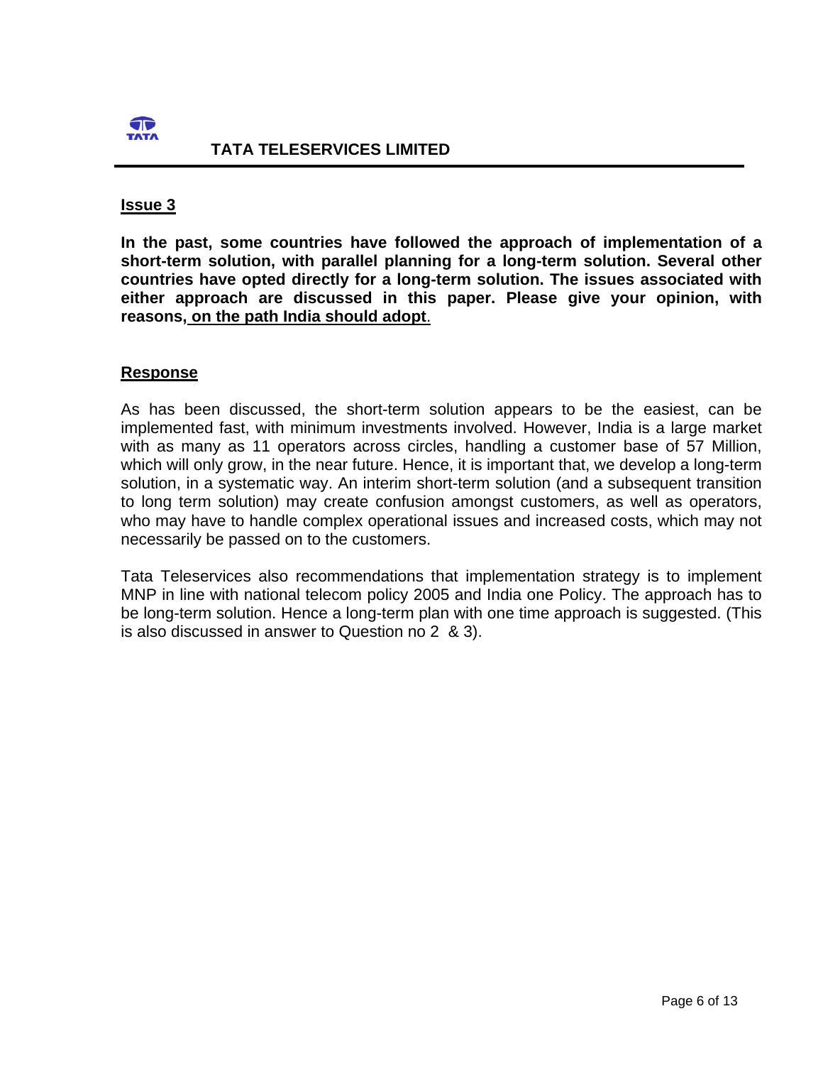**Issue 3**

**In the past, some countries have followed the approach of implementation of a short-term solution, with parallel planning for a long-term solution. Several other countries have opted directly for a long-term solution. The issues associated with either approach are discussed in this paper. Please give your opinion, with reasons, on the path India should adopt.**

**Response**

As has been discussed, the short-term solution appears to be the easiest, can be implemented fast, with minimum investments involved. However, India is a large market with as many as 11 operators across circles, handling a customer base of 57 Million, which will only grow, in the near future. Hence, it is important that, we develop a long-term solution, in a systematic way. An interim short-term solution (and a subsequent transition to long term solution) may create confusion amongst customers, as well as operators, who may have to handle complex operational issues and increased costs, which may not necessarily be passed on to the customers.

Tata Teleservices also recommendations that implementation strategy is to implement MNP in line with national telecom policy 2005 and India one Policy. The approach has to be long-term solution. Hence a long-term plan with one time approach is suggested. (This is also discussed in answer to Question no 2 & 3).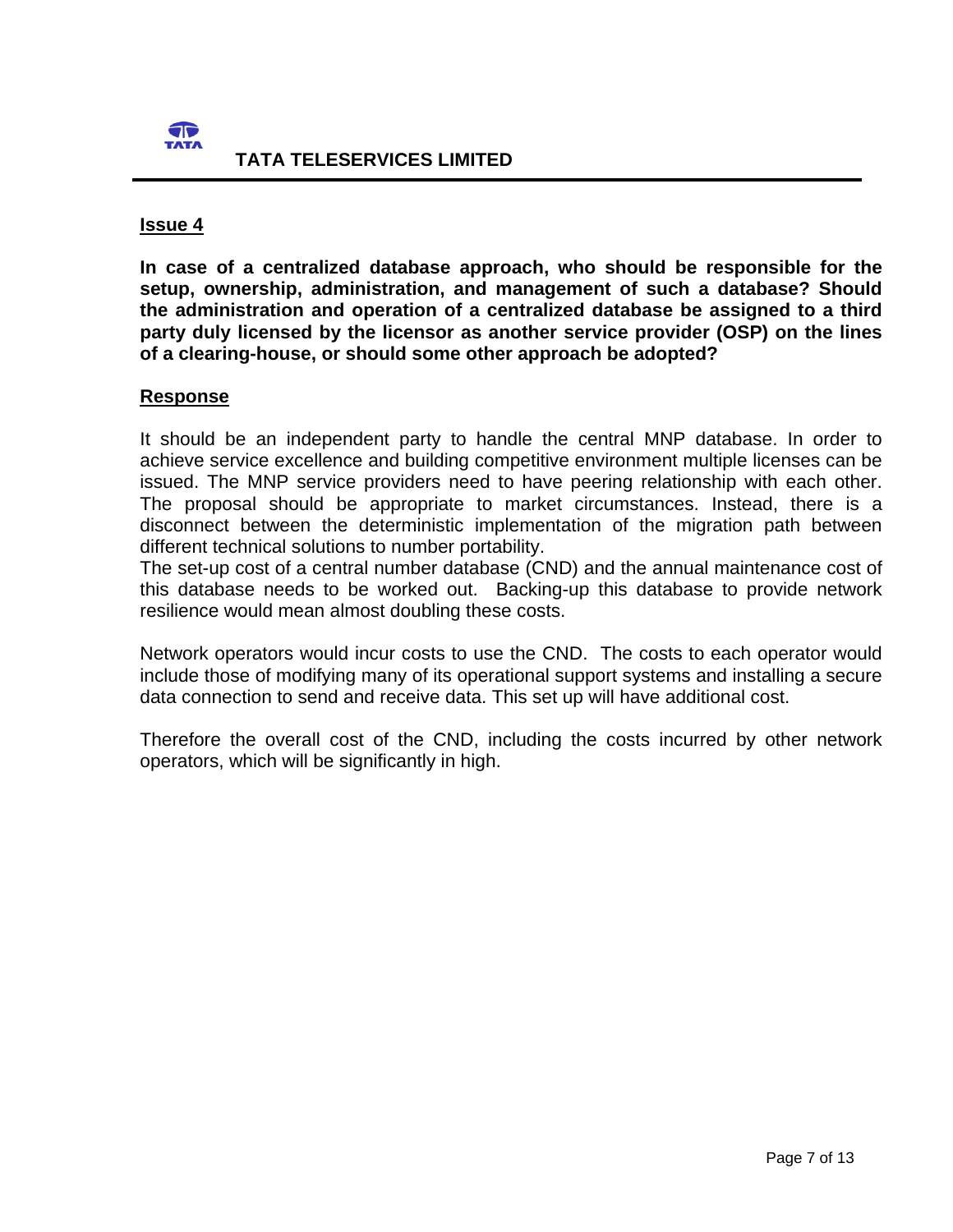## Issue 4

**In case of a centralized database approach, who should be responsible for the setup, ownership, administration, and management of such a database? Should the administration and operation of a centralized database be assigned to a third party duly licensed by the licensor as another service provider (OSP) on the lines of a clearing-house, or should some other approach be adopted?**

## Response

It should be an independent party to handle the central MNP database. In order to achieve service excellence and building competitive environment multiple licenses can be issued. The MNP service providers need to have peering relationship with each other. The proposal should be appropriate to market circumstances. Instead, there is a disconnect between the deterministic implementation of the migration path between different technical solutions to number portability.
The set-up cost of a central number database (CND) and the annual maintenance cost of this database needs to be worked out. Backing-up this database to provide network resilience would mean almost doubling these costs.

Network operators would incur costs to use the CND. The costs to each operator would include those of modifying many of its operational support systems and installing a secure data connection to send and receive data. This set up will have additional cost.

Therefore the overall cost of the CND, including the costs incurred by other network operators, which will be significantly in high.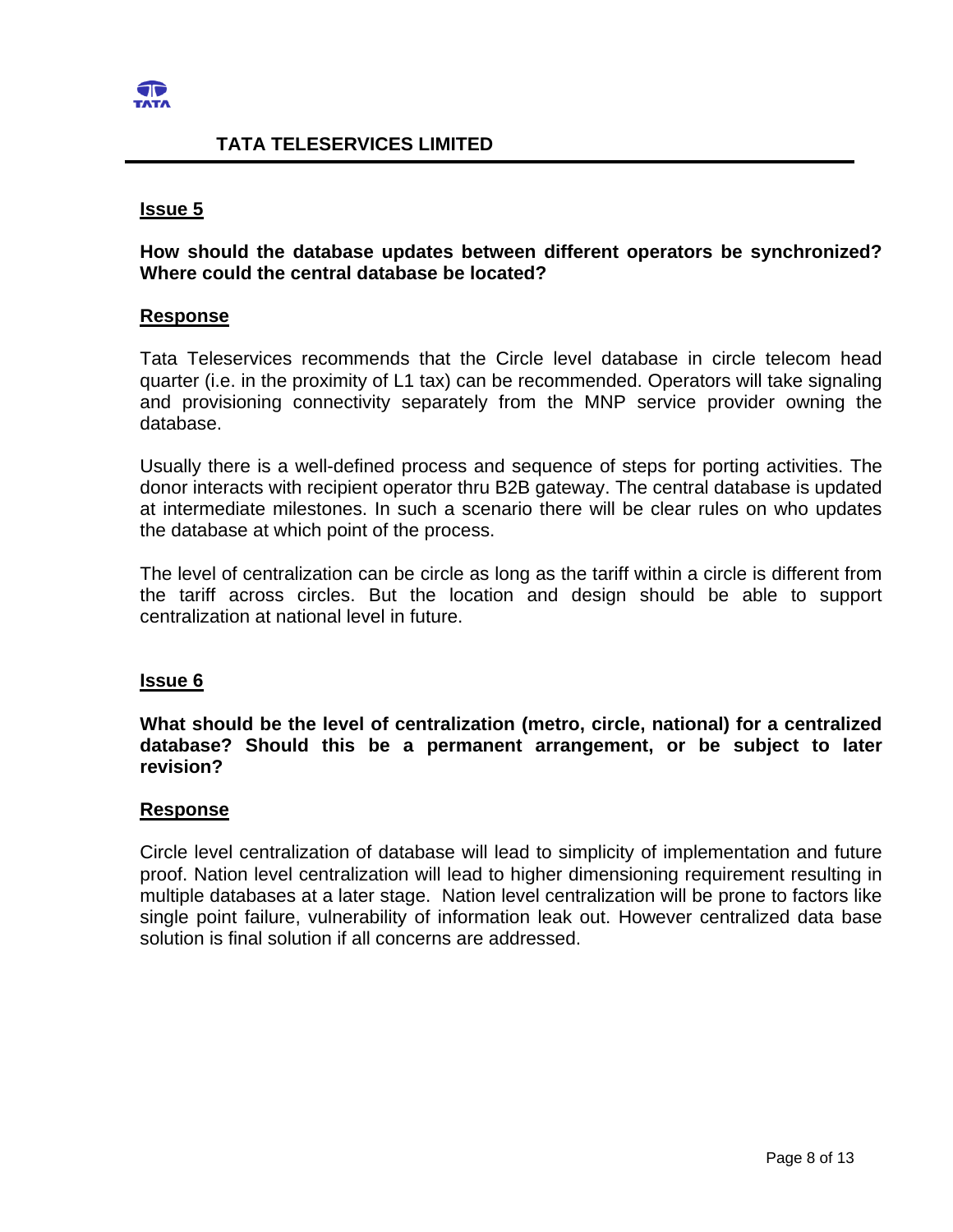**Issue 5**

**How should the database updates between different operators be synchronized? Where could the central database be located?**

**Response**

Tata Teleservices recommends that the Circle level database in circle telecom head quarter (i.e. in the proximity of L1 tax) can be recommended. Operators will take signaling and provisioning connectivity separately from the MNP service provider owning the database.

Usually there is a well-defined process and sequence of steps for porting activities. The donor interacts with recipient operator thru B2B gateway. The central database is updated at intermediate milestones. In such a scenario there will be clear rules on who updates the database at which point of the process.

The level of centralization can be circle as long as the tariff within a circle is different from the tariff across circles. But the location and design should be able to support centralization at national level in future.

**Issue 6**

**What should be the level of centralization (metro, circle, national) for a centralized database? Should this be a permanent arrangement, or be subject to later revision?**

**Response**

Circle level centralization of database will lead to simplicity of implementation and future proof. Nation level centralization will lead to higher dimensioning requirement resulting in multiple databases at a later stage. Nation level centralization will be prone to factors like single point failure, vulnerability of information leak out. However centralized data base solution is final solution if all concerns are addressed.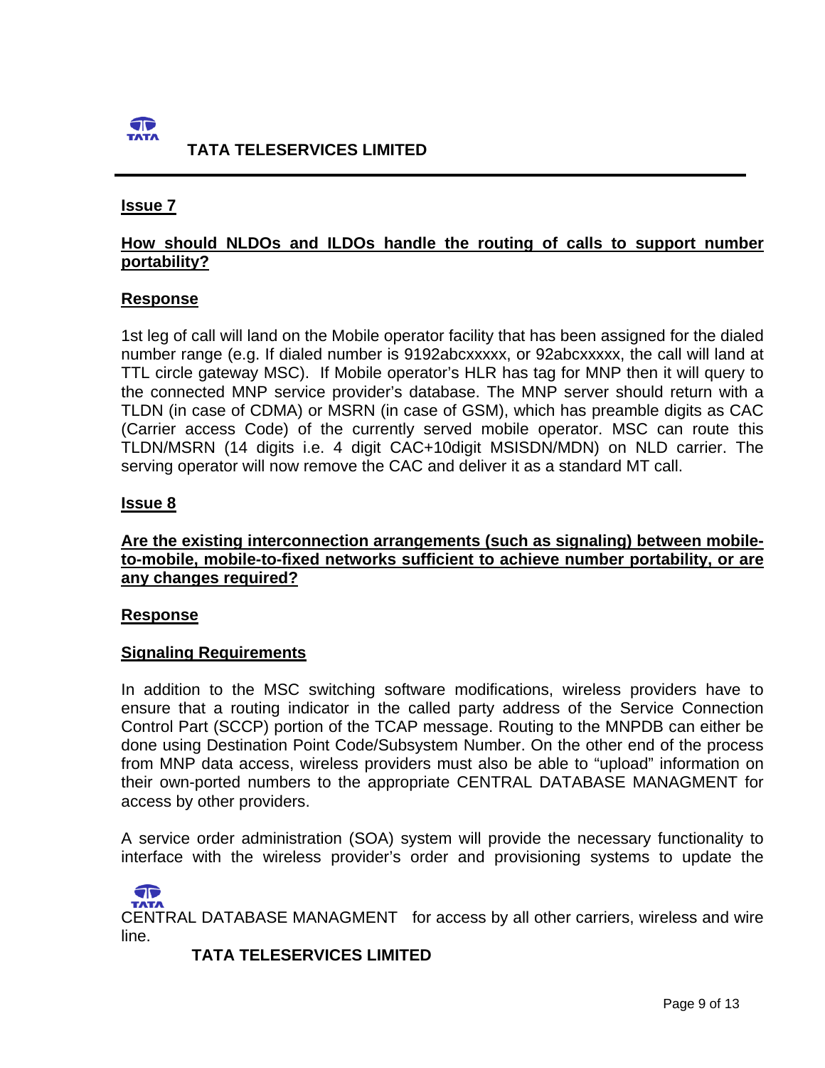**Issue 7**

**How should NLDOs and ILDOs handle the routing of calls to support number portability?**

**Response**

1st leg of call will land on the Mobile operator facility that has been assigned for the dialed number range (e.g. If dialed number is 9192abcxxxxx, or 92abcxxxxx, the call will land at TTL circle gateway MSC). If Mobile operator's HLR has tag for MNP then it will query to the connected MNP service provider's database. The MNP server should return with a TLDN (in case of CDMA) or MSRN (in case of GSM), which has preamble digits as CAC (Carrier access Code) of the currently served mobile operator. MSC can route this TLDN/MSRN (14 digits i.e. 4 digit CAC+10digit MSISDN/MDN) on NLD carrier. The serving operator will now remove the CAC and deliver it as a standard MT call.

**Issue 8**

**Are the existing interconnection arrangements (such as signaling) between mobile-to-mobile, mobile-to-fixed networks sufficient to achieve number portability, or are any changes required?**

**Response**

**Signaling Requirements**

In addition to the MSC switching software modifications, wireless providers have to ensure that a routing indicator in the called party address of the Service Connection Control Part (SCCP) portion of the TCAP message. Routing to the MNPDB can either be done using Destination Point Code/Subsystem Number. On the other end of the process from MNP data access, wireless providers must also be able to "upload" information on their own-ported numbers to the appropriate CENTRAL DATABASE MANAGMENT for access by other providers.

A service order administration (SOA) system will provide the necessary functionality to interface with the wireless provider's order and provisioning systems to update the CENTRAL DATABASE MANAGMENT for access by all other carriers, wireless and wire line.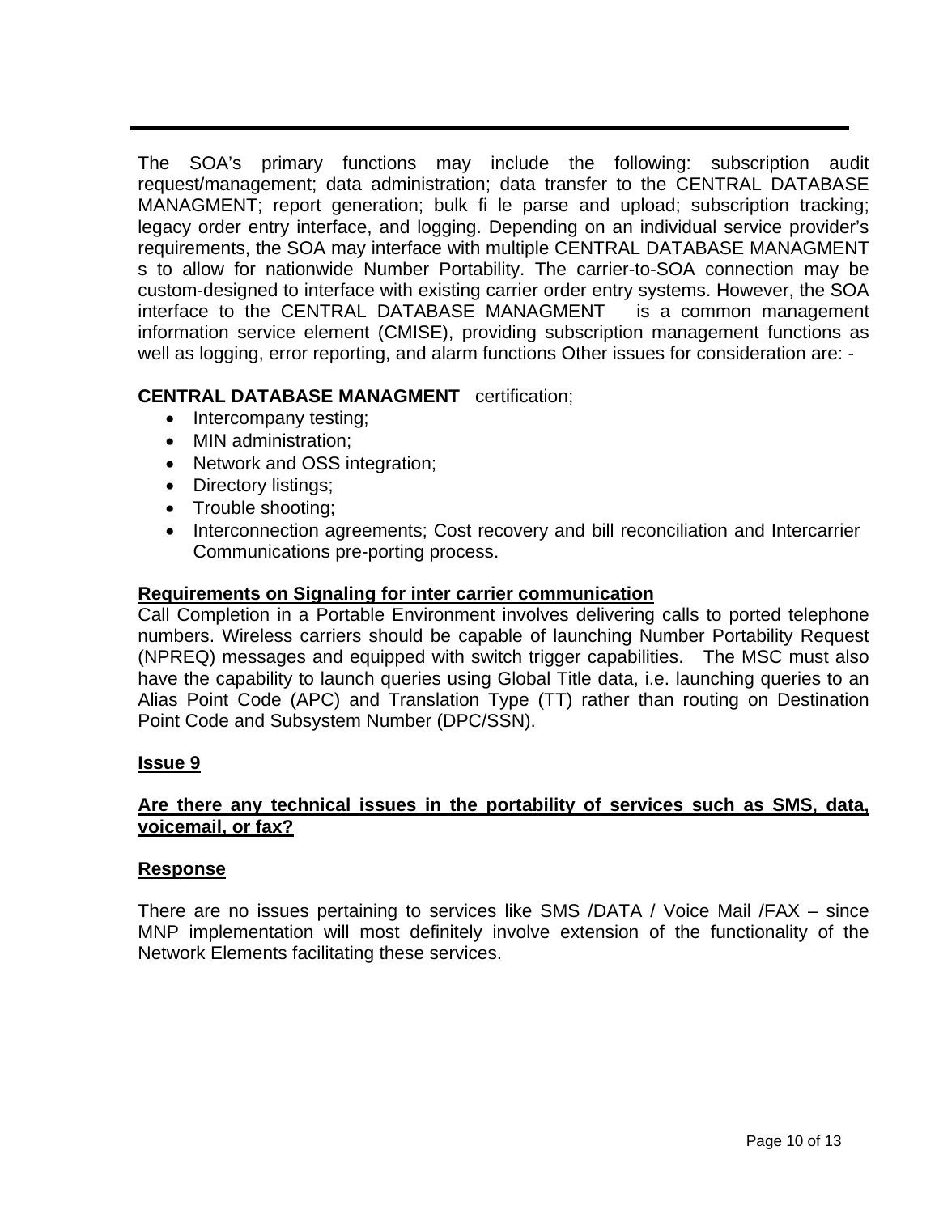The SOA's primary functions may include the following: subscription audit request/management; data administration; data transfer to the CENTRAL DATABASE MANAGMENT; report generation; bulk fi le parse and upload; subscription tracking; legacy order entry interface, and logging. Depending on an individual service provider's requirements, the SOA may interface with multiple CENTRAL DATABASE MANAGMENT s to allow for nationwide Number Portability. The carrier-to-SOA connection may be custom-designed to interface with existing carrier order entry systems. However, the SOA interface to the CENTRAL DATABASE MANAGMENT is a common management information service element (CMISE), providing subscription management functions as well as logging, error reporting, and alarm functions Other issues for consideration are: -

**CENTRAL DATABASE MANAGMENT** certification;

- Intercompany testing;
- MIN administration;
- Network and OSS integration;
- Directory listings;
- Trouble shooting;
- Interconnection agreements; Cost recovery and bill reconciliation and Intercarrier Communications pre-porting process.

**Requirements on Signaling for inter carrier communication**

Call Completion in a Portable Environment involves delivering calls to ported telephone numbers. Wireless carriers should be capable of launching Number Portability Request (NPREQ) messages and equipped with switch trigger capabilities. The MSC must also have the capability to launch queries using Global Title data, i.e. launching queries to an Alias Point Code (APC) and Translation Type (TT) rather than routing on Destination Point Code and Subsystem Number (DPC/SSN).

**Issue 9**

**Are there any technical issues in the portability of services such as SMS, data, voicemail, or fax?**

**Response**

There are no issues pertaining to services like SMS /DATA / Voice Mail /FAX – since MNP implementation will most definitely involve extension of the functionality of the Network Elements facilitating these services.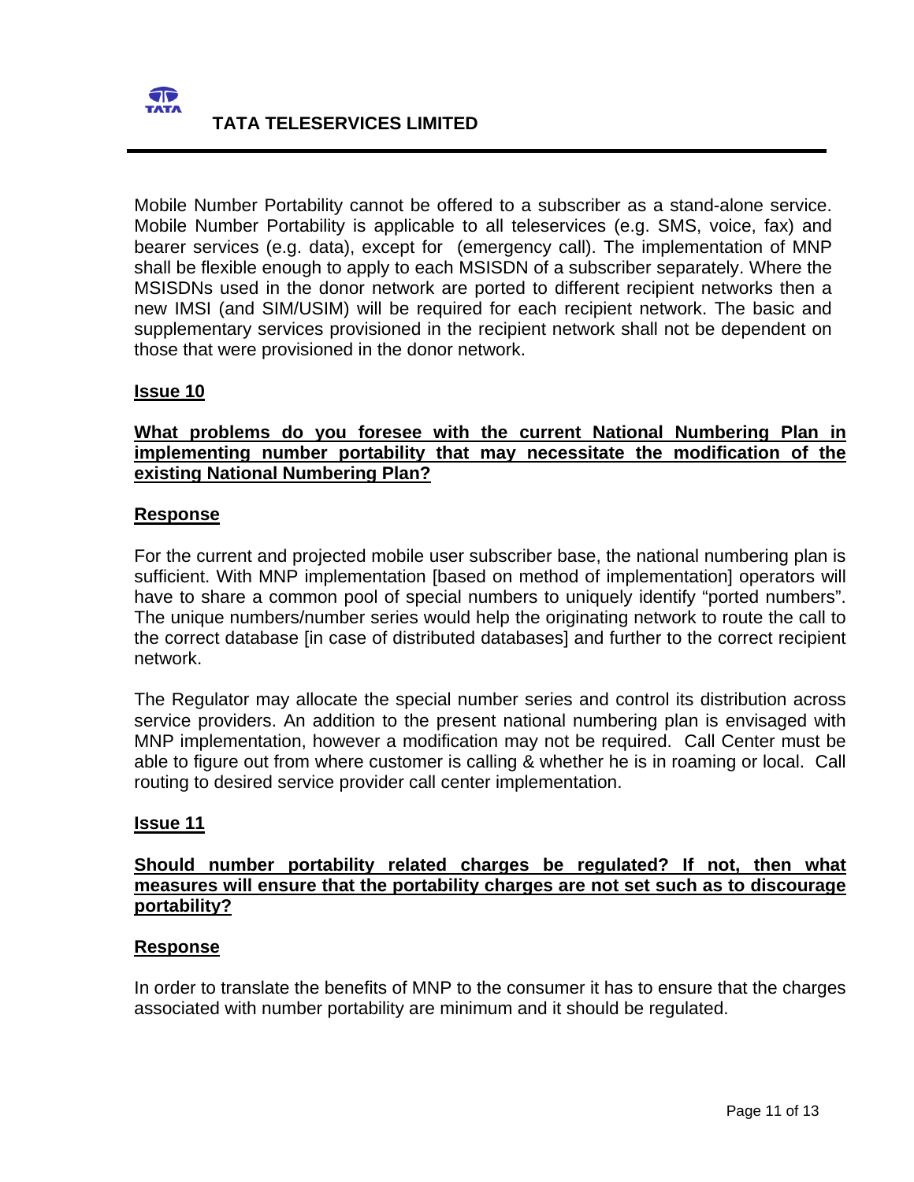Mobile Number Portability cannot be offered to a subscriber as a stand-alone service. Mobile Number Portability is applicable to all teleservices (e.g. SMS, voice, fax) and bearer services (e.g. data), except for  (emergency call). The implementation of MNP shall be flexible enough to apply to each MSISDN of a subscriber separately. Where the MSISDNs used in the donor network are ported to different recipient networks then a new IMSI (and SIM/USIM) will be required for each recipient network. The basic and supplementary services provisioned in the recipient network shall not be dependent on those that were provisioned in the donor network.

**Issue 10**

**What problems do you foresee with the current National Numbering Plan in implementing number portability that may necessitate the modification of the existing National Numbering Plan?**

**Response**

For the current and projected mobile user subscriber base, the national numbering plan is sufficient. With MNP implementation [based on method of implementation] operators will have to share a common pool of special numbers to uniquely identify "ported numbers". The unique numbers/number series would help the originating network to route the call to the correct database [in case of distributed databases] and further to the correct recipient network.

The Regulator may allocate the special number series and control its distribution across service providers. An addition to the present national numbering plan is envisaged with MNP implementation, however a modification may not be required.  Call Center must be able to figure out from where customer is calling & whether he is in roaming or local.  Call routing to desired service provider call center implementation.

**Issue 11**

**Should number portability related charges be regulated? If not, then what measures will ensure that the portability charges are not set such as to discourage portability?**

**Response**

In order to translate the benefits of MNP to the consumer it has to ensure that the charges associated with number portability are minimum and it should be regulated.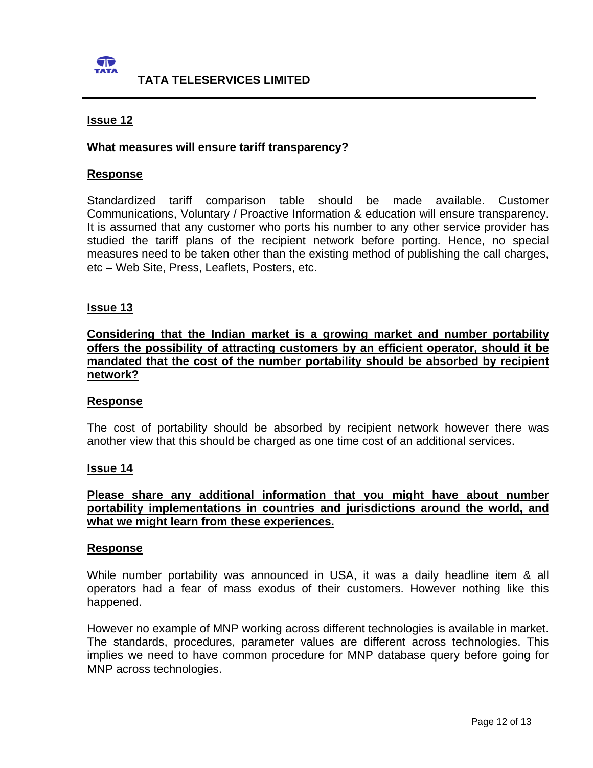**Issue 12**

**What measures will ensure tariff transparency?**

**Response**

Standardized tariff comparison table should be made available. Customer Communications, Voluntary / Proactive Information & education will ensure transparency. It is assumed that any customer who ports his number to any other service provider has studied the tariff plans of the recipient network before porting. Hence, no special measures need to be taken other than the existing method of publishing the call charges, etc – Web Site, Press, Leaflets, Posters, etc.

**Issue 13**

**Considering that the Indian market is a growing market and number portability offers the possibility of attracting customers by an efficient operator, should it be mandated that the cost of the number portability should be absorbed by recipient network?**

**Response**

The cost of portability should be absorbed by recipient network however there was another view that this should be charged as one time cost of an additional services.

**Issue 14**

**Please share any additional information that you might have about number portability implementations in countries and jurisdictions around the world, and what we might learn from these experiences.**

**Response**

While number portability was announced in USA, it was a daily headline item & all operators had a fear of mass exodus of their customers. However nothing like this happened.

However no example of MNP working across different technologies is available in market. The standards, procedures, parameter values are different across technologies. This implies we need to have common procedure for MNP database query before going for MNP across technologies.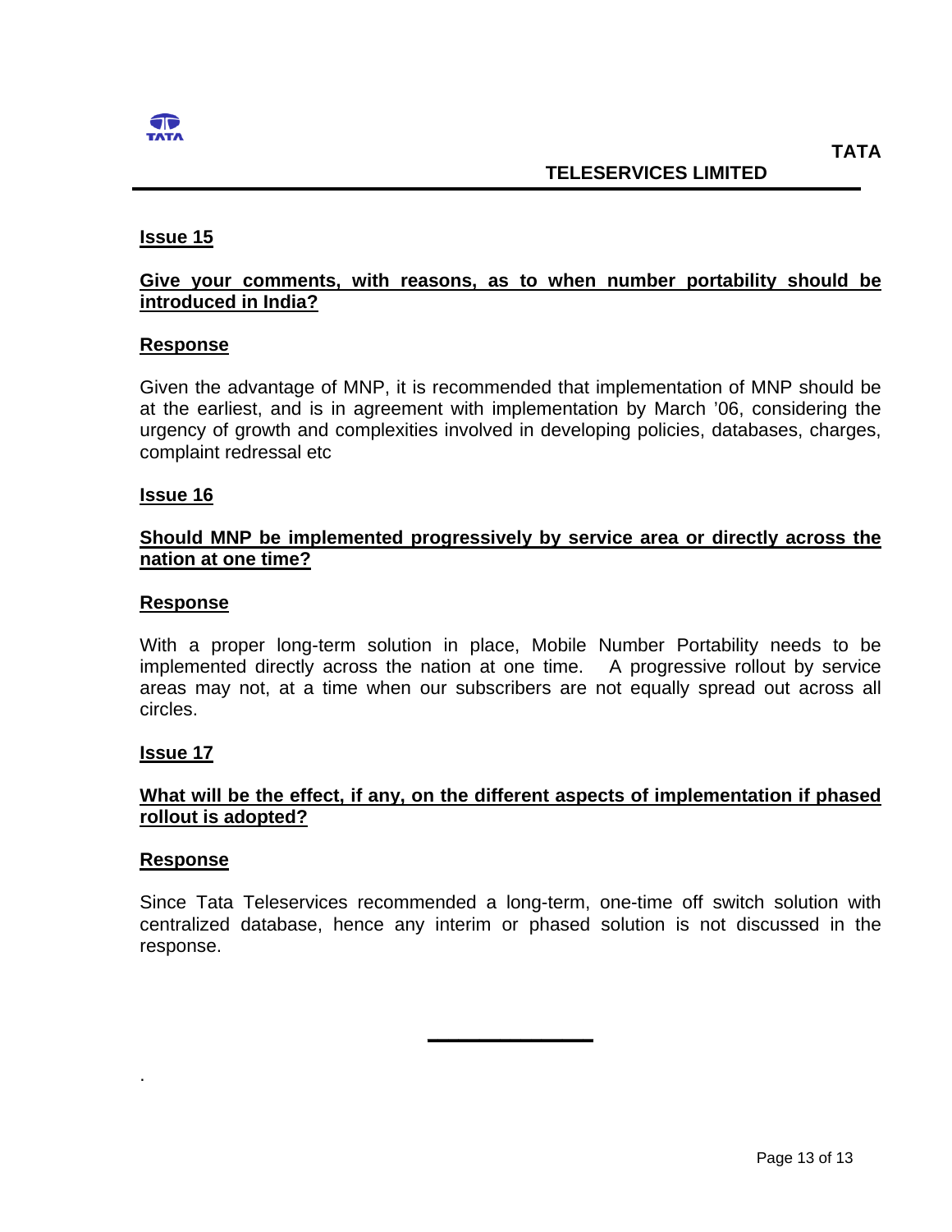## Issue 15

**Give your comments, with reasons, as to when number portability should be introduced in India?**

**Response**

Given the advantage of MNP, it is recommended that implementation of MNP should be at the earliest, and is in agreement with implementation by March '06, considering the urgency of growth and complexities involved in developing policies, databases, charges, complaint redressal etc

## Issue 16

**Should MNP be implemented progressively by service area or directly across the nation at one time?**

**Response**

With a proper long-term solution in place, Mobile Number Portability needs to be implemented directly across the nation at one time. A progressive rollout by service areas may not, at a time when our subscribers are not equally spread out across all circles.

## Issue 17

**What will be the effect, if any, on the different aspects of implementation if phased rollout is adopted?**

**Response**

Since Tata Teleservices recommended a long-term, one-time off switch solution with centralized database, hence any interim or phased solution is not discussed in the response.

---

.